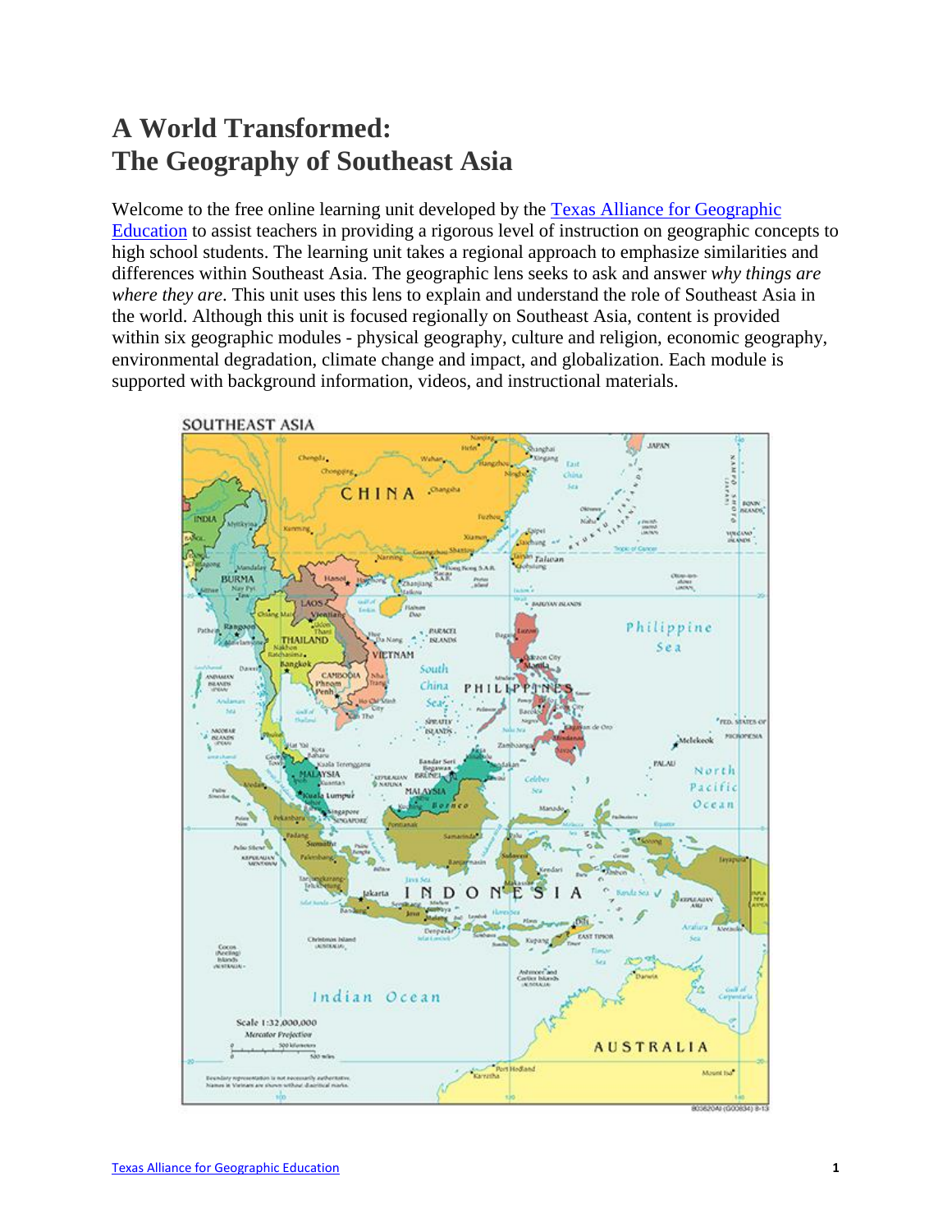# A World Transformed: The Geography of Southeast Asia

Welcome to the free online learning unit developed by the [Texas Alliance for Geographic Education](#) to assist teachers in providing a rigorous level of instruction on geographic concepts to high school students. The learning unit takes a regional approach to emphasize similarities and differences within Southeast Asia. The geographic lens seeks to ask and answer *why things are where they are*. This unit uses this lens to explain and understand the role of Southeast Asia in the world. Although this unit is focused regionally on Southeast Asia, content is provided within six geographic modules - physical geography, culture and religion, economic geography, environmental degradation, climate change and impact, and globalization. Each module is supported with background information, videos, and instructional materials.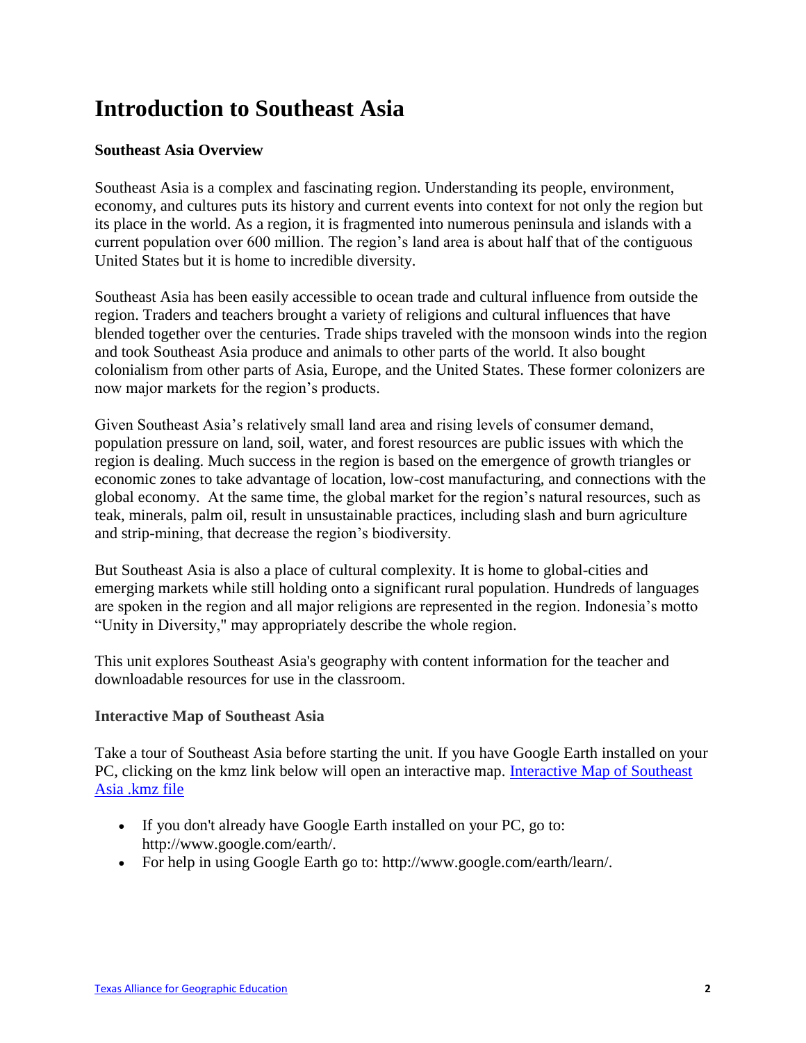# Introduction to Southeast Asia

### Southeast Asia Overview

Southeast Asia is a complex and fascinating region. Understanding its people, environment, economy, and cultures puts its history and current events into context for not only the region but its place in the world. As a region, it is fragmented into numerous peninsula and islands with a current population over 600 million. The region's land area is about half that of the contiguous United States but it is home to incredible diversity.

Southeast Asia has been easily accessible to ocean trade and cultural influence from outside the region. Traders and teachers brought a variety of religions and cultural influences that have blended together over the centuries. Trade ships traveled with the monsoon winds into the region and took Southeast Asia produce and animals to other parts of the world. It also bought colonialism from other parts of Asia, Europe, and the United States. These former colonizers are now major markets for the region's products.

Given Southeast Asia's relatively small land area and rising levels of consumer demand, population pressure on land, soil, water, and forest resources are public issues with which the region is dealing. Much success in the region is based on the emergence of growth triangles or economic zones to take advantage of location, low-cost manufacturing, and connections with the global economy. At the same time, the global market for the region's natural resources, such as teak, minerals, palm oil, result in unsustainable practices, including slash and burn agriculture and strip-mining, that decrease the region's biodiversity.

But Southeast Asia is also a place of cultural complexity. It is home to global-cities and emerging markets while still holding onto a significant rural population. Hundreds of languages are spoken in the region and all major religions are represented in the region. Indonesia's motto "Unity in Diversity," may appropriately describe the whole region.

This unit explores Southeast Asia's geography with content information for the teacher and downloadable resources for use in the classroom.

### Interactive Map of Southeast Asia

Take a tour of Southeast Asia before starting the unit. If you have Google Earth installed on your PC, clicking on the kmz link below will open an interactive map. Interactive Map of Southeast Asia .kmz file

- If you don't already have Google Earth installed on your PC, go to: http://www.google.com/earth/.
- For help in using Google Earth go to: http://www.google.com/earth/learn/.